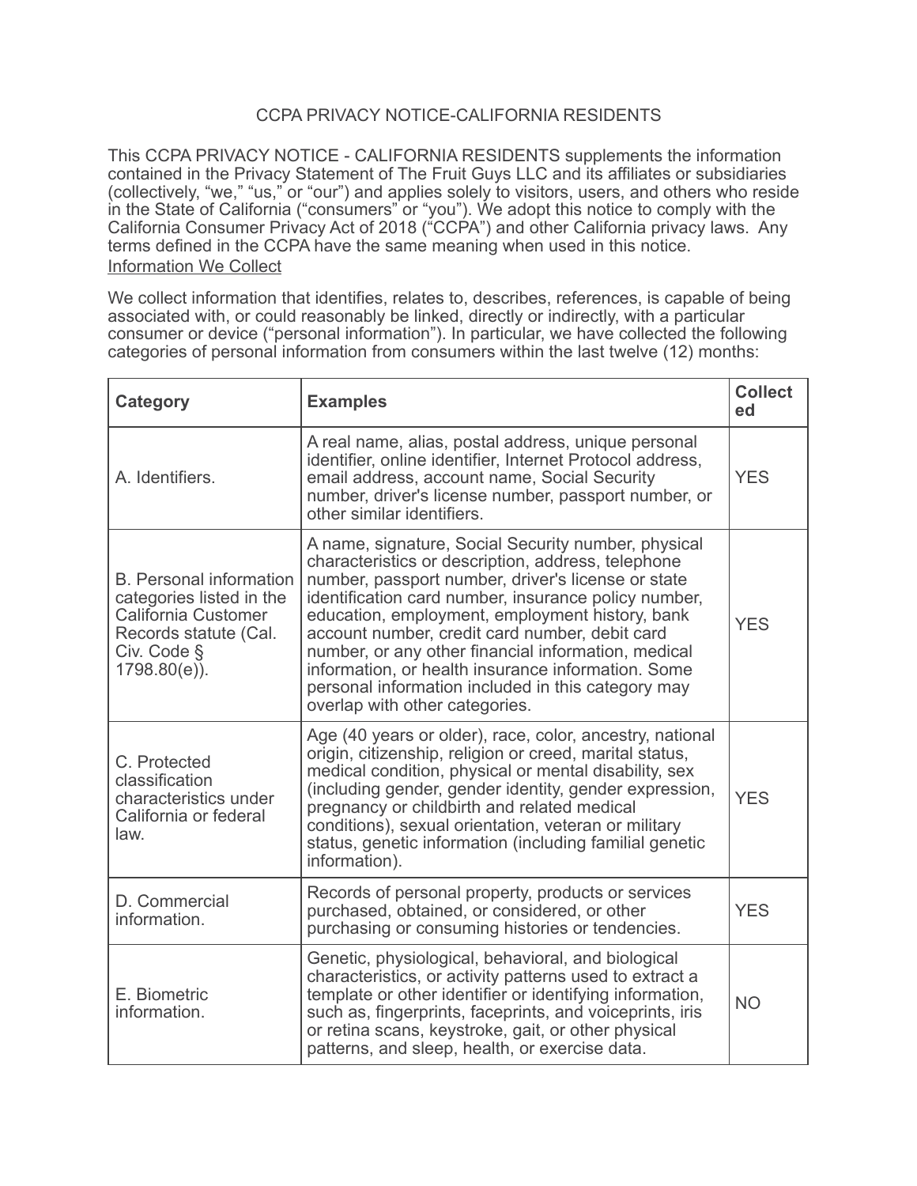# CCPA PRIVACY NOTICE-CALIFORNIA RESIDENTS

This CCPA PRIVACY NOTICE - CALIFORNIA RESIDENTS supplements the information contained in the Privacy Statement of The Fruit Guys LLC and its affiliates or subsidiaries (collectively, "we," "us," or "our") and applies solely to visitors, users, and others who reside in the State of California ("consumers" or "you"). We adopt this notice to comply with the California Consumer Privacy Act of 2018 ("CCPA") and other California privacy laws. Any terms defined in the CCPA have the same meaning when used in this notice.

## Information We Collect

We collect information that identifies, relates to, describes, references, is capable of being associated with, or could reasonably be linked, directly or indirectly, with a particular consumer or device ("personal information"). In particular, we have collected the following categories of personal information from consumers within the last twelve (12) months:

| **Category** | **Examples** | **Collected** |
|---|---|---|
| A. Identifiers. | A real name, alias, postal address, unique personal identifier, online identifier, Internet Protocol address, email address, account name, Social Security number, driver's license number, passport number, or other similar identifiers. | YES |
| B. Personal information categories listed in the California Customer Records statute (Cal. Civ. Code § 1798.80(e)). | A name, signature, Social Security number, physical characteristics or description, address, telephone number, passport number, driver's license or state identification card number, insurance policy number, education, employment, employment history, bank account number, credit card number, debit card number, or any other financial information, medical information, or health insurance information. Some personal information included in this category may overlap with other categories. | YES |
| C. Protected classification characteristics under California or federal law. | Age (40 years or older), race, color, ancestry, national origin, citizenship, religion or creed, marital status, medical condition, physical or mental disability, sex (including gender, gender identity, gender expression, pregnancy or childbirth and related medical conditions), sexual orientation, veteran or military status, genetic information (including familial genetic information). | YES |
| D. Commercial information. | Records of personal property, products or services purchased, obtained, or considered, or other purchasing or consuming histories or tendencies. | YES |
| E. Biometric information. | Genetic, physiological, behavioral, and biological characteristics, or activity patterns used to extract a template or other identifier or identifying information, such as, fingerprints, faceprints, and voiceprints, iris or retina scans, keystroke, gait, or other physical patterns, and sleep, health, or exercise data. | NO |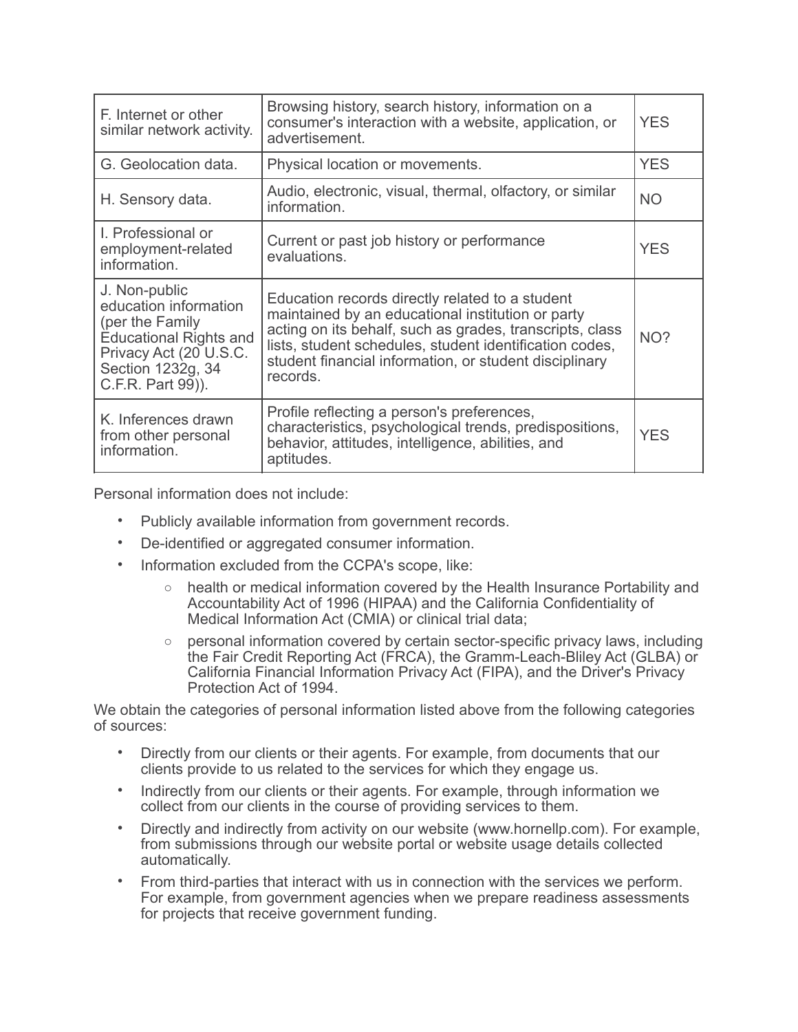| F. Internet or other similar network activity. | Browsing history, search history, information on a consumer's interaction with a website, application, or advertisement. | YES |
| --- | --- | --- |
| G. Geolocation data. | Physical location or movements. | YES |
| H. Sensory data. | Audio, electronic, visual, thermal, olfactory, or similar information. | NO |
| I. Professional or employment-related information. | Current or past job history or performance evaluations. | YES |
| J. Non-public education information (per the Family Educational Rights and Privacy Act (20 U.S.C. Section 1232g, 34 C.F.R. Part 99)). | Education records directly related to a student maintained by an educational institution or party acting on its behalf, such as grades, transcripts, class lists, student schedules, student identification codes, student financial information, or student disciplinary records. | NO? |
| K. Inferences drawn from other personal information. | Profile reflecting a person's preferences, characteristics, psychological trends, predispositions, behavior, attitudes, intelligence, abilities, and aptitudes. | YES |

Personal information does not include:

- Publicly available information from government records.
- De-identified or aggregated consumer information.
- Information excluded from the CCPA's scope, like:
  - health or medical information covered by the Health Insurance Portability and Accountability Act of 1996 (HIPAA) and the California Confidentiality of Medical Information Act (CMIA) or clinical trial data;
  - personal information covered by certain sector-specific privacy laws, including the Fair Credit Reporting Act (FRCA), the Gramm-Leach-Bliley Act (GLBA) or California Financial Information Privacy Act (FIPA), and the Driver's Privacy Protection Act of 1994.

We obtain the categories of personal information listed above from the following categories of sources:

- Directly from our clients or their agents. For example, from documents that our clients provide to us related to the services for which they engage us.
- Indirectly from our clients or their agents. For example, through information we collect from our clients in the course of providing services to them.
- Directly and indirectly from activity on our website (www.hornellp.com). For example, from submissions through our website portal or website usage details collected automatically.
- From third-parties that interact with us in connection with the services we perform. For example, from government agencies when we prepare readiness assessments for projects that receive government funding.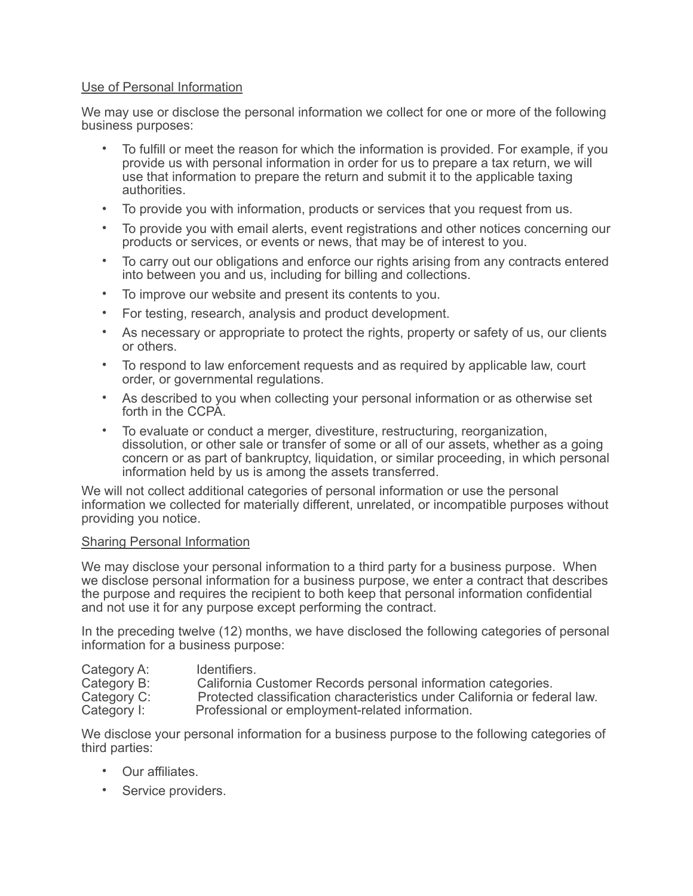## Use of Personal Information

We may use or disclose the personal information we collect for one or more of the following business purposes:

- To fulfill or meet the reason for which the information is provided. For example, if you provide us with personal information in order for us to prepare a tax return, we will use that information to prepare the return and submit it to the applicable taxing authorities.
- To provide you with information, products or services that you request from us.
- To provide you with email alerts, event registrations and other notices concerning our products or services, or events or news, that may be of interest to you.
- To carry out our obligations and enforce our rights arising from any contracts entered into between you and us, including for billing and collections.
- To improve our website and present its contents to you.
- For testing, research, analysis and product development.
- As necessary or appropriate to protect the rights, property or safety of us, our clients or others.
- To respond to law enforcement requests and as required by applicable law, court order, or governmental regulations.
- As described to you when collecting your personal information or as otherwise set forth in the CCPA.
- To evaluate or conduct a merger, divestiture, restructuring, reorganization, dissolution, or other sale or transfer of some or all of our assets, whether as a going concern or as part of bankruptcy, liquidation, or similar proceeding, in which personal information held by us is among the assets transferred.

We will not collect additional categories of personal information or use the personal information we collected for materially different, unrelated, or incompatible purposes without providing you notice.

## Sharing Personal Information

We may disclose your personal information to a third party for a business purpose. When we disclose personal information for a business purpose, we enter a contract that describes the purpose and requires the recipient to both keep that personal information confidential and not use it for any purpose except performing the contract.

In the preceding twelve (12) months, we have disclosed the following categories of personal information for a business purpose:

Category A: Identifiers.
Category B: California Customer Records personal information categories.
Category C: Protected classification characteristics under California or federal law.
Category I: Professional or employment-related information.

We disclose your personal information for a business purpose to the following categories of third parties:

- Our affiliates.
- Service providers.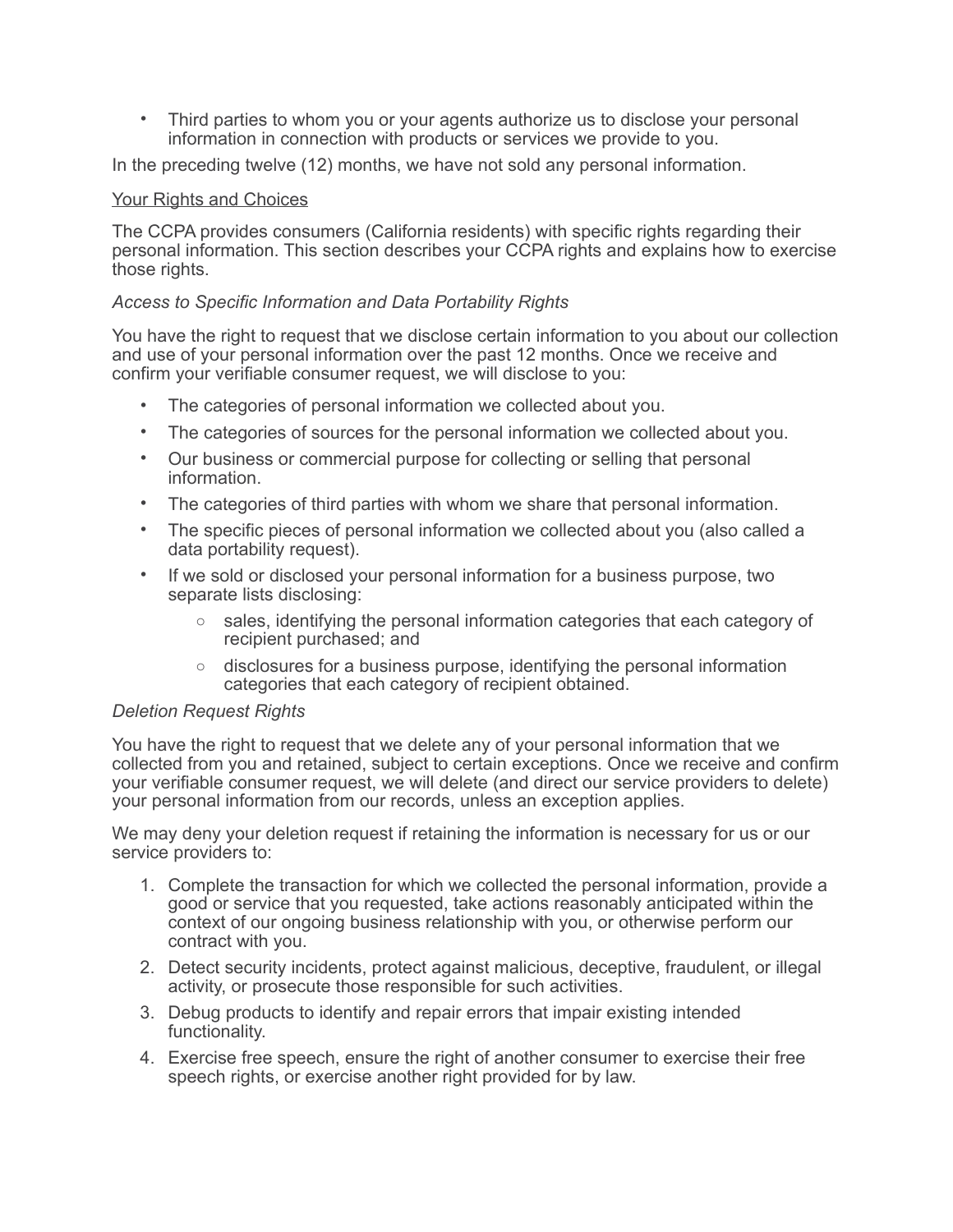- Third parties to whom you or your agents authorize us to disclose your personal information in connection with products or services we provide to you.

In the preceding twelve (12) months, we have not sold any personal information.

Your Rights and Choices

The CCPA provides consumers (California residents) with specific rights regarding their personal information. This section describes your CCPA rights and explains how to exercise those rights.

*Access to Specific Information and Data Portability Rights*

You have the right to request that we disclose certain information to you about our collection and use of your personal information over the past 12 months. Once we receive and confirm your verifiable consumer request, we will disclose to you:

- The categories of personal information we collected about you.
- The categories of sources for the personal information we collected about you.
- Our business or commercial purpose for collecting or selling that personal information.
- The categories of third parties with whom we share that personal information.
- The specific pieces of personal information we collected about you (also called a data portability request).
- If we sold or disclosed your personal information for a business purpose, two separate lists disclosing:
    - sales, identifying the personal information categories that each category of recipient purchased; and
    - disclosures for a business purpose, identifying the personal information categories that each category of recipient obtained.

*Deletion Request Rights*

You have the right to request that we delete any of your personal information that we collected from you and retained, subject to certain exceptions. Once we receive and confirm your verifiable consumer request, we will delete (and direct our service providers to delete) your personal information from our records, unless an exception applies.

We may deny your deletion request if retaining the information is necessary for us or our service providers to:

1. Complete the transaction for which we collected the personal information, provide a good or service that you requested, take actions reasonably anticipated within the context of our ongoing business relationship with you, or otherwise perform our contract with you.
2. Detect security incidents, protect against malicious, deceptive, fraudulent, or illegal activity, or prosecute those responsible for such activities.
3. Debug products to identify and repair errors that impair existing intended functionality.
4. Exercise free speech, ensure the right of another consumer to exercise their free speech rights, or exercise another right provided for by law.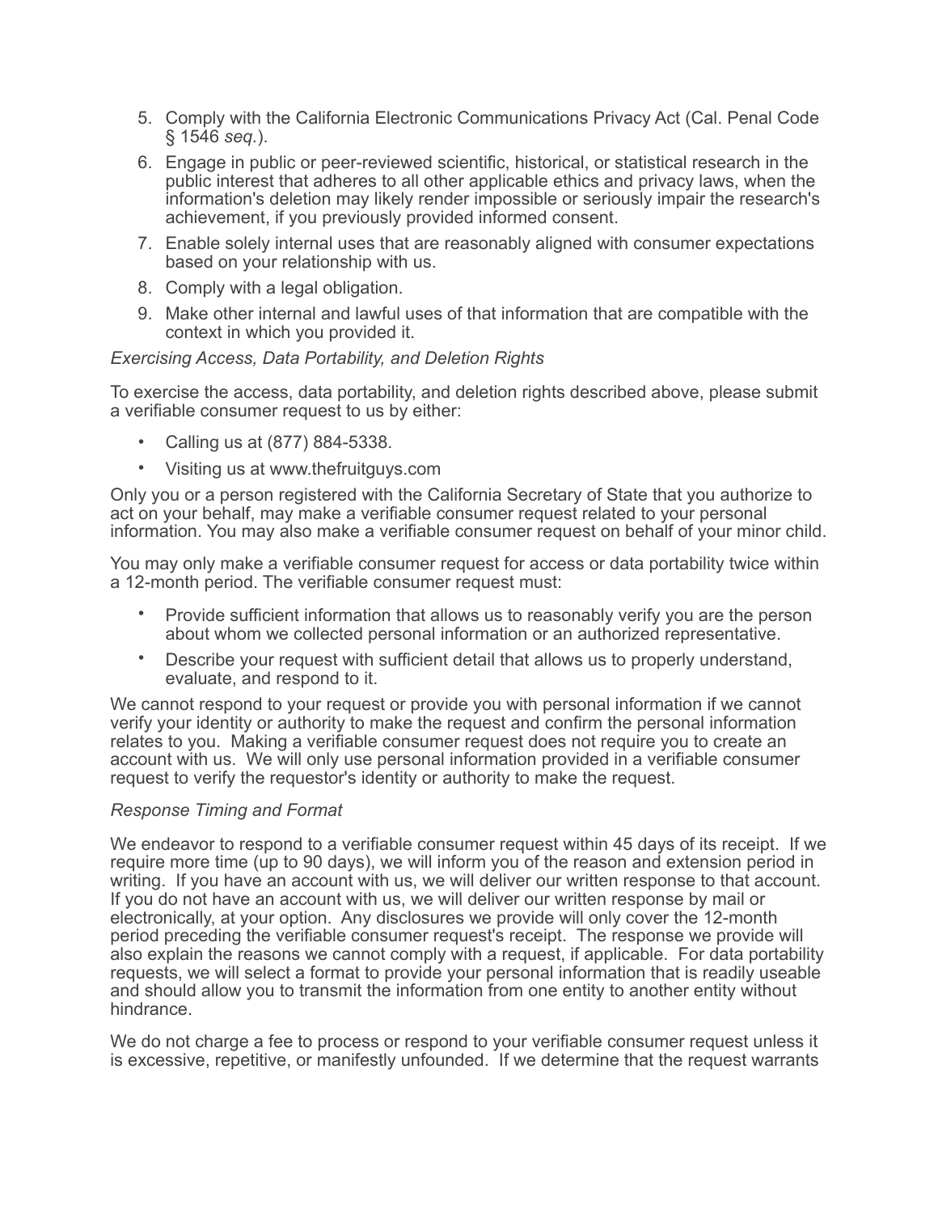5. Comply with the California Electronic Communications Privacy Act (Cal. Penal Code § 1546 *seq.*).
6. Engage in public or peer-reviewed scientific, historical, or statistical research in the public interest that adheres to all other applicable ethics and privacy laws, when the information's deletion may likely render impossible or seriously impair the research's achievement, if you previously provided informed consent.
7. Enable solely internal uses that are reasonably aligned with consumer expectations based on your relationship with us.
8. Comply with a legal obligation.
9. Make other internal and lawful uses of that information that are compatible with the context in which you provided it.

*Exercising Access, Data Portability, and Deletion Rights*

To exercise the access, data portability, and deletion rights described above, please submit a verifiable consumer request to us by either:

- Calling us at (877) 884-5338.
- Visiting us at www.thefruitguys.com

Only you or a person registered with the California Secretary of State that you authorize to act on your behalf, may make a verifiable consumer request related to your personal information. You may also make a verifiable consumer request on behalf of your minor child.

You may only make a verifiable consumer request for access or data portability twice within a 12-month period. The verifiable consumer request must:

- Provide sufficient information that allows us to reasonably verify you are the person about whom we collected personal information or an authorized representative.
- Describe your request with sufficient detail that allows us to properly understand, evaluate, and respond to it.

We cannot respond to your request or provide you with personal information if we cannot verify your identity or authority to make the request and confirm the personal information relates to you. Making a verifiable consumer request does not require you to create an account with us. We will only use personal information provided in a verifiable consumer request to verify the requestor's identity or authority to make the request.

*Response Timing and Format*

We endeavor to respond to a verifiable consumer request within 45 days of its receipt. If we require more time (up to 90 days), we will inform you of the reason and extension period in writing. If you have an account with us, we will deliver our written response to that account. If you do not have an account with us, we will deliver our written response by mail or electronically, at your option. Any disclosures we provide will only cover the 12-month period preceding the verifiable consumer request's receipt. The response we provide will also explain the reasons we cannot comply with a request, if applicable. For data portability requests, we will select a format to provide your personal information that is readily useable and should allow you to transmit the information from one entity to another entity without hindrance.

We do not charge a fee to process or respond to your verifiable consumer request unless it is excessive, repetitive, or manifestly unfounded. If we determine that the request warrants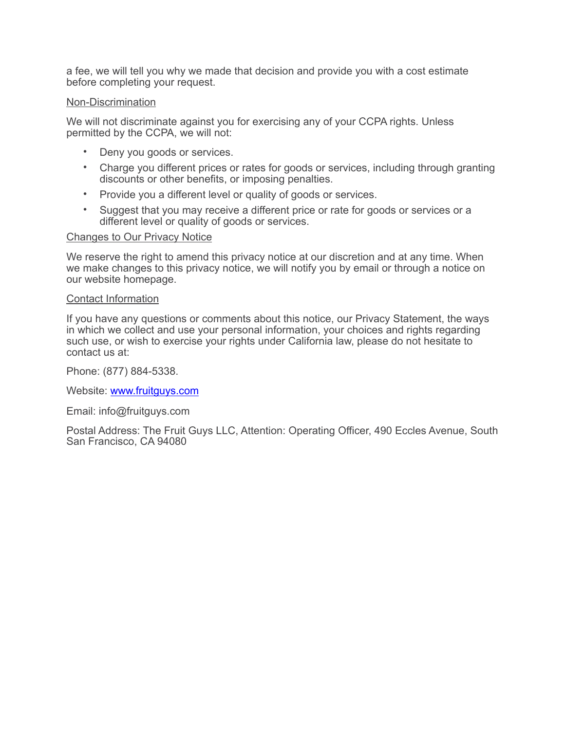a fee, we will tell you why we made that decision and provide you with a cost estimate before completing your request.

Non-Discrimination

We will not discriminate against you for exercising any of your CCPA rights. Unless permitted by the CCPA, we will not:

- Deny you goods or services.
- Charge you different prices or rates for goods or services, including through granting discounts or other benefits, or imposing penalties.
- Provide you a different level or quality of goods or services.
- Suggest that you may receive a different price or rate for goods or services or a different level or quality of goods or services.

Changes to Our Privacy Notice

We reserve the right to amend this privacy notice at our discretion and at any time. When we make changes to this privacy notice, we will notify you by email or through a notice on our website homepage.

Contact Information

If you have any questions or comments about this notice, our Privacy Statement, the ways in which we collect and use your personal information, your choices and rights regarding such use, or wish to exercise your rights under California law, please do not hesitate to contact us at:

Phone: (877) 884-5338.

Website: [www.fruitguys.com](http://www.fruitguys.com)

Email: info@fruitguys.com

Postal Address: The Fruit Guys LLC, Attention: Operating Officer, 490 Eccles Avenue, South San Francisco, CA 94080